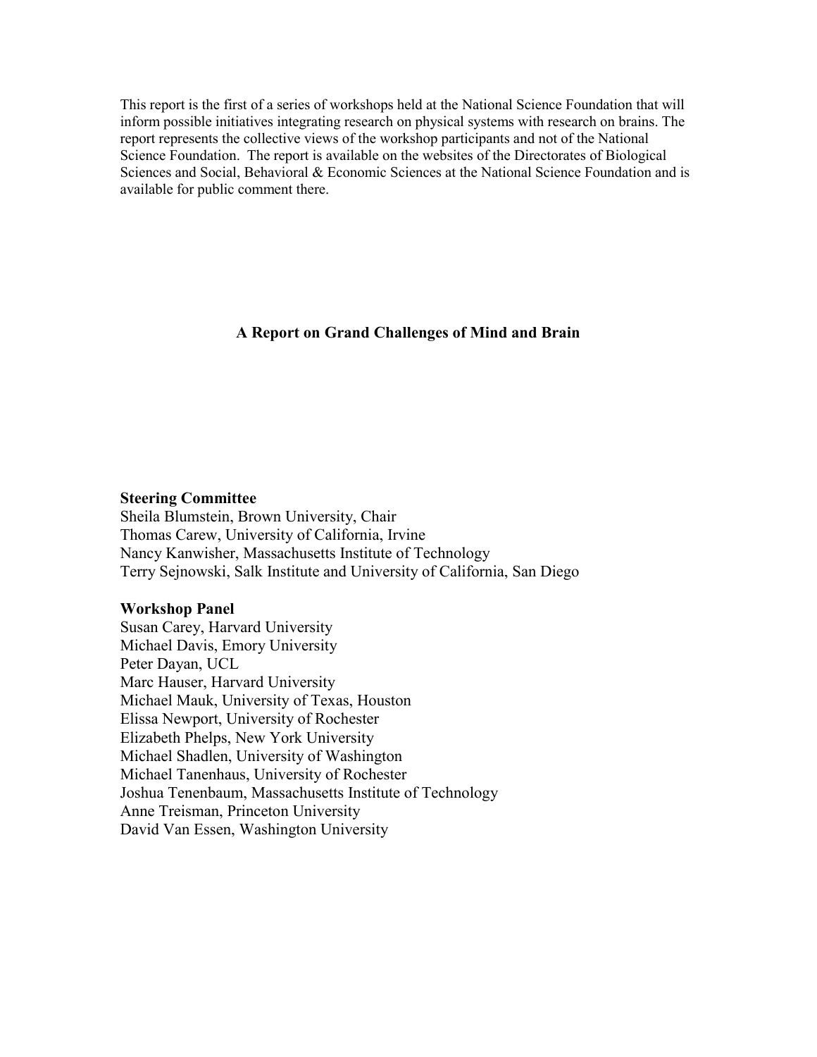This report is the first of a series of workshops held at the National Science Foundation that will inform possible initiatives integrating research on physical systems with research on brains. The report represents the collective views of the workshop participants and not of the National Science Foundation. The report is available on the websites of the Directorates of Biological Sciences and Social, Behavioral & Economic Sciences at the National Science Foundation and is available for public comment there.

# A Report on Grand Challenges of Mind and Brain

**Steering Committee**

Sheila Blumstein, Brown University, Chair
Thomas Carew, University of California, Irvine
Nancy Kanwisher, Massachusetts Institute of Technology
Terry Sejnowski, Salk Institute and University of California, San Diego

**Workshop Panel**

Susan Carey, Harvard University
Michael Davis, Emory University
Peter Dayan, UCL
Marc Hauser, Harvard University
Michael Mauk, University of Texas, Houston
Elissa Newport, University of Rochester
Elizabeth Phelps, New York University
Michael Shadlen, University of Washington
Michael Tanenhaus, University of Rochester
Joshua Tenenbaum, Massachusetts Institute of Technology
Anne Treisman, Princeton University
David Van Essen, Washington University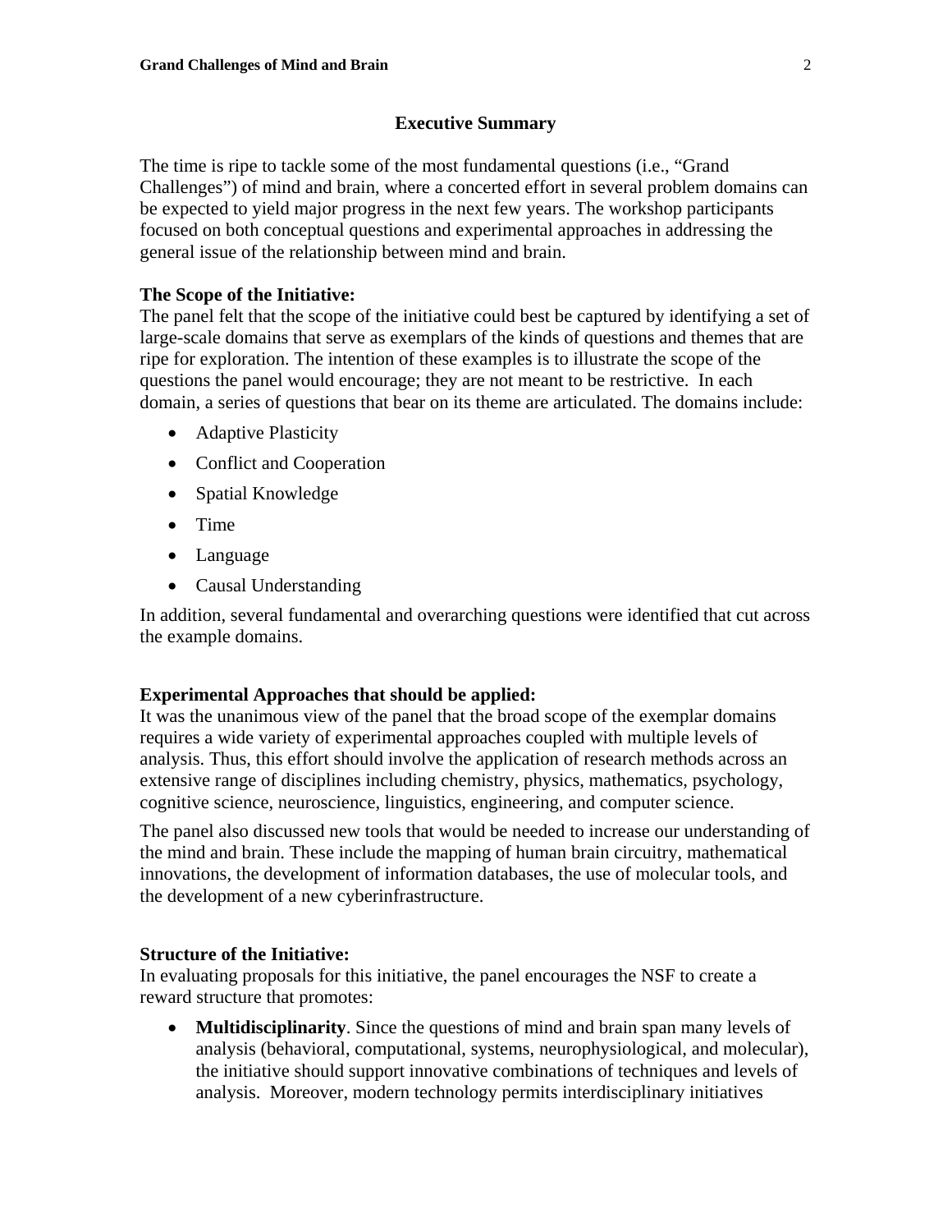## Executive Summary

The time is ripe to tackle some of the most fundamental questions (i.e., "Grand Challenges") of mind and brain, where a concerted effort in several problem domains can be expected to yield major progress in the next few years. The workshop participants focused on both conceptual questions and experimental approaches in addressing the general issue of the relationship between mind and brain.

**The Scope of the Initiative:**
The panel felt that the scope of the initiative could best be captured by identifying a set of large-scale domains that serve as exemplars of the kinds of questions and themes that are ripe for exploration. The intention of these examples is to illustrate the scope of the questions the panel would encourage; they are not meant to be restrictive. In each domain, a series of questions that bear on its theme are articulated. The domains include:

- Adaptive Plasticity
- Conflict and Cooperation
- Spatial Knowledge
- Time
- Language
- Causal Understanding

In addition, several fundamental and overarching questions were identified that cut across the example domains.

**Experimental Approaches that should be applied:**
It was the unanimous view of the panel that the broad scope of the exemplar domains requires a wide variety of experimental approaches coupled with multiple levels of analysis. Thus, this effort should involve the application of research methods across an extensive range of disciplines including chemistry, physics, mathematics, psychology, cognitive science, neuroscience, linguistics, engineering, and computer science.

The panel also discussed new tools that would be needed to increase our understanding of the mind and brain. These include the mapping of human brain circuitry, mathematical innovations, the development of information databases, the use of molecular tools, and the development of a new cyberinfrastructure.

**Structure of the Initiative:**
In evaluating proposals for this initiative, the panel encourages the NSF to create a reward structure that promotes:

- **Multidisciplinarity**. Since the questions of mind and brain span many levels of analysis (behavioral, computational, systems, neurophysiological, and molecular), the initiative should support innovative combinations of techniques and levels of analysis. Moreover, modern technology permits interdisciplinary initiatives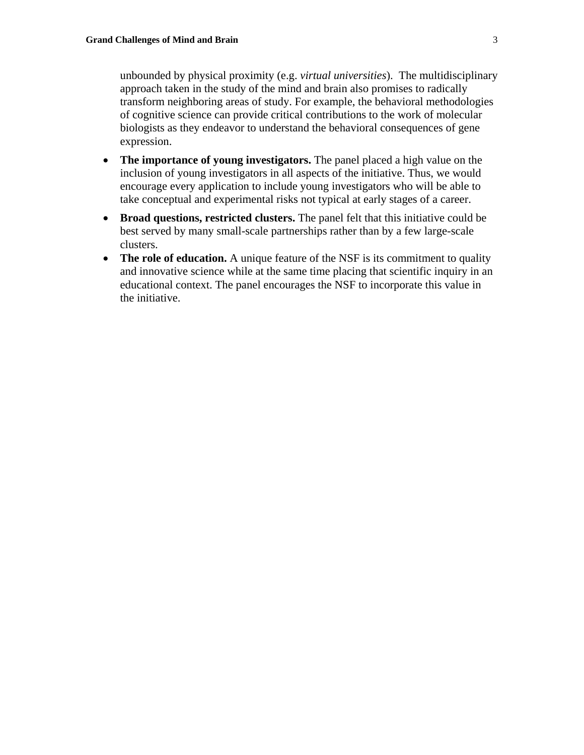unbounded by physical proximity (e.g. *virtual universities*). The multidisciplinary approach taken in the study of the mind and brain also promises to radically transform neighboring areas of study. For example, the behavioral methodologies of cognitive science can provide critical contributions to the work of molecular biologists as they endeavor to understand the behavioral consequences of gene expression.

- **The importance of young investigators.** The panel placed a high value on the inclusion of young investigators in all aspects of the initiative. Thus, we would encourage every application to include young investigators who will be able to take conceptual and experimental risks not typical at early stages of a career.
- **Broad questions, restricted clusters.** The panel felt that this initiative could be best served by many small-scale partnerships rather than by a few large-scale clusters.
- **The role of education.** A unique feature of the NSF is its commitment to quality and innovative science while at the same time placing that scientific inquiry in an educational context. The panel encourages the NSF to incorporate this value in the initiative.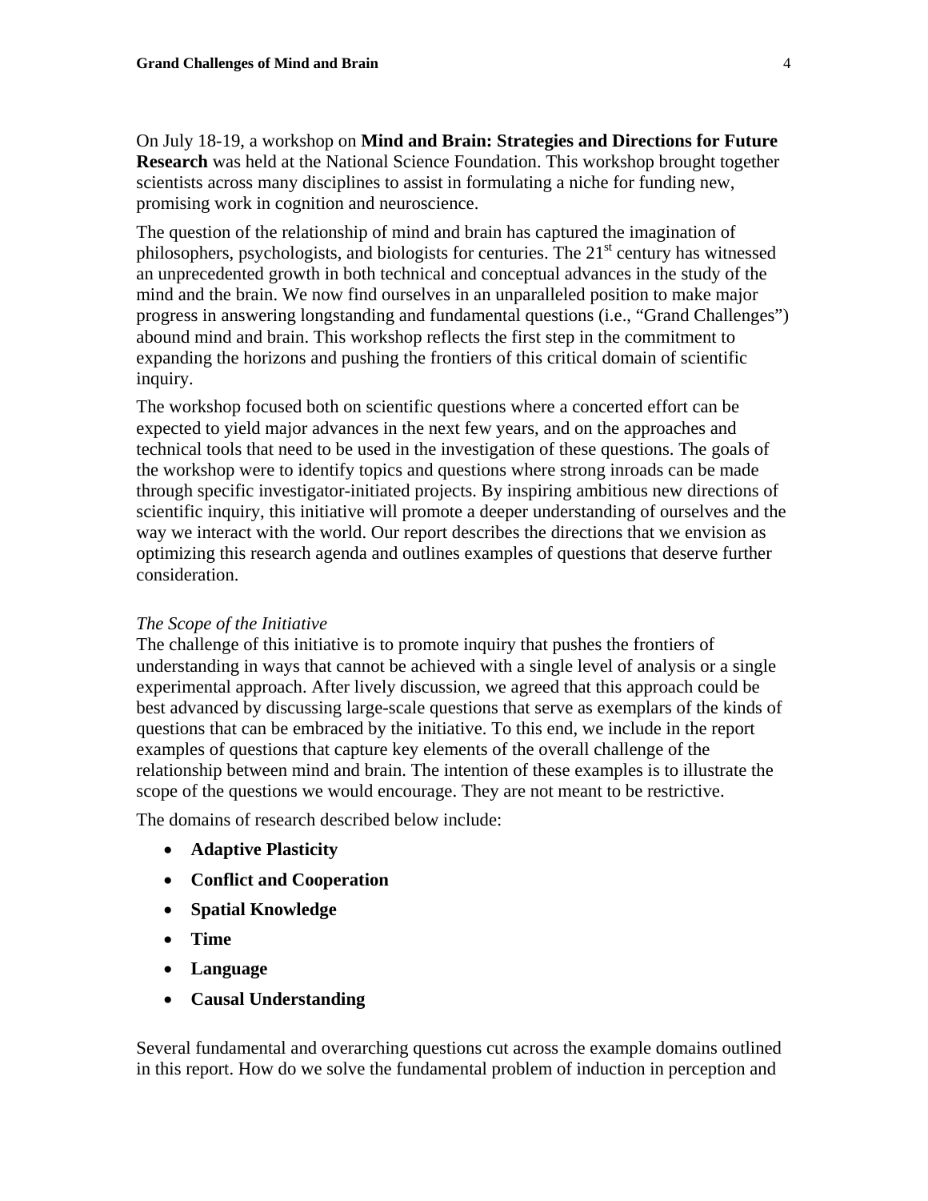On July 18-19, a workshop on **Mind and Brain: Strategies and Directions for Future Research** was held at the National Science Foundation. This workshop brought together scientists across many disciplines to assist in formulating a niche for funding new, promising work in cognition and neuroscience.

The question of the relationship of mind and brain has captured the imagination of philosophers, psychologists, and biologists for centuries. The 21st century has witnessed an unprecedented growth in both technical and conceptual advances in the study of the mind and the brain. We now find ourselves in an unparalleled position to make major progress in answering longstanding and fundamental questions (i.e., "Grand Challenges") abound mind and brain. This workshop reflects the first step in the commitment to expanding the horizons and pushing the frontiers of this critical domain of scientific inquiry.

The workshop focused both on scientific questions where a concerted effort can be expected to yield major advances in the next few years, and on the approaches and technical tools that need to be used in the investigation of these questions. The goals of the workshop were to identify topics and questions where strong inroads can be made through specific investigator-initiated projects. By inspiring ambitious new directions of scientific inquiry, this initiative will promote a deeper understanding of ourselves and the way we interact with the world. Our report describes the directions that we envision as optimizing this research agenda and outlines examples of questions that deserve further consideration.

*The Scope of the Initiative*

The challenge of this initiative is to promote inquiry that pushes the frontiers of understanding in ways that cannot be achieved with a single level of analysis or a single experimental approach. After lively discussion, we agreed that this approach could be best advanced by discussing large-scale questions that serve as exemplars of the kinds of questions that can be embraced by the initiative. To this end, we include in the report examples of questions that capture key elements of the overall challenge of the relationship between mind and brain. The intention of these examples is to illustrate the scope of the questions we would encourage. They are not meant to be restrictive.

The domains of research described below include:

- **Adaptive Plasticity**
- **Conflict and Cooperation**
- **Spatial Knowledge**
- **Time**
- **Language**
- **Causal Understanding**

Several fundamental and overarching questions cut across the example domains outlined in this report. How do we solve the fundamental problem of induction in perception and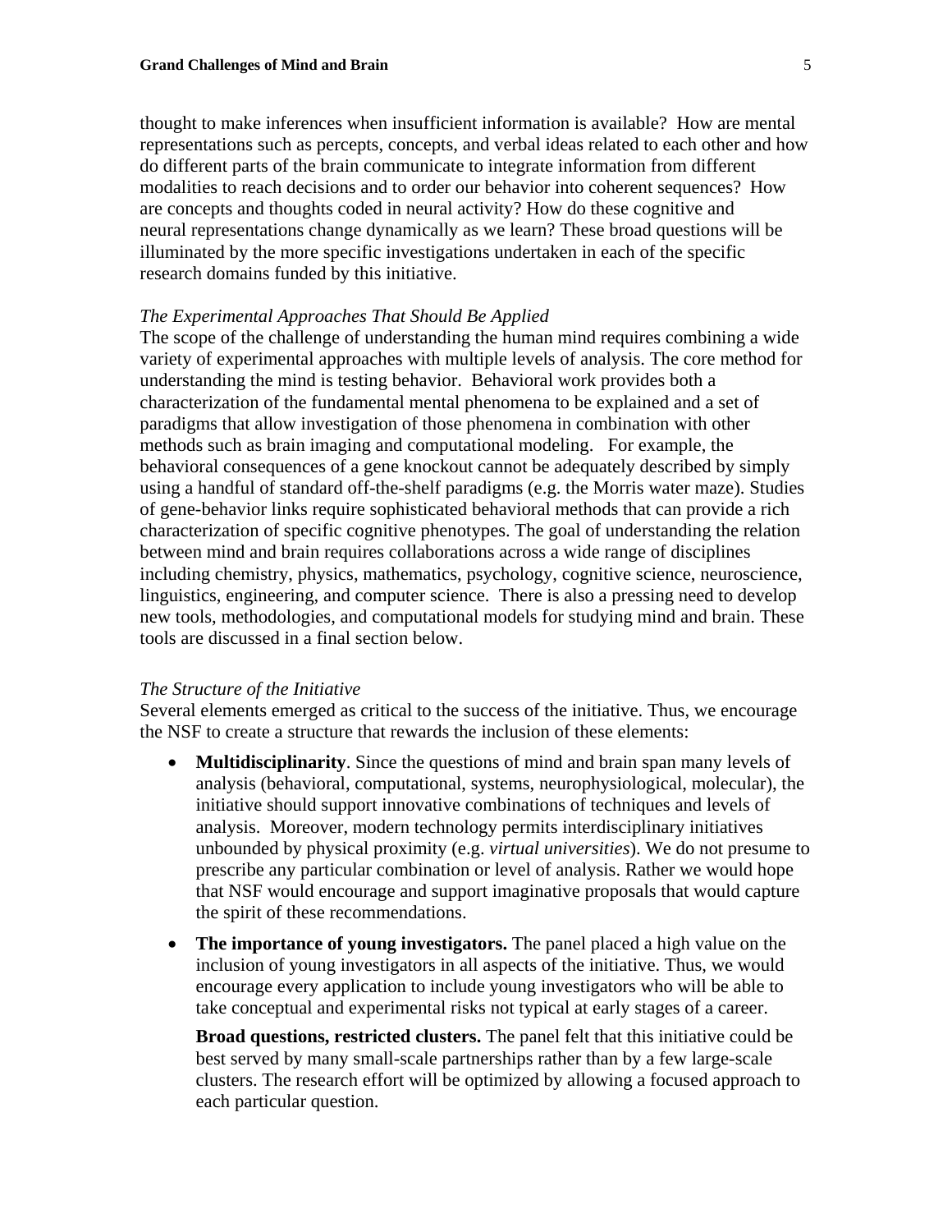thought to make inferences when insufficient information is available? How are mental representations such as percepts, concepts, and verbal ideas related to each other and how do different parts of the brain communicate to integrate information from different modalities to reach decisions and to order our behavior into coherent sequences? How are concepts and thoughts coded in neural activity? How do these cognitive and neural representations change dynamically as we learn? These broad questions will be illuminated by the more specific investigations undertaken in each of the specific research domains funded by this initiative.

*The Experimental Approaches That Should Be Applied*

The scope of the challenge of understanding the human mind requires combining a wide variety of experimental approaches with multiple levels of analysis. The core method for understanding the mind is testing behavior. Behavioral work provides both a characterization of the fundamental mental phenomena to be explained and a set of paradigms that allow investigation of those phenomena in combination with other methods such as brain imaging and computational modeling. For example, the behavioral consequences of a gene knockout cannot be adequately described by simply using a handful of standard off-the-shelf paradigms (e.g. the Morris water maze). Studies of gene-behavior links require sophisticated behavioral methods that can provide a rich characterization of specific cognitive phenotypes. The goal of understanding the relation between mind and brain requires collaborations across a wide range of disciplines including chemistry, physics, mathematics, psychology, cognitive science, neuroscience, linguistics, engineering, and computer science. There is also a pressing need to develop new tools, methodologies, and computational models for studying mind and brain. These tools are discussed in a final section below.

*The Structure of the Initiative*

Several elements emerged as critical to the success of the initiative. Thus, we encourage the NSF to create a structure that rewards the inclusion of these elements:

- **Multidisciplinarity**. Since the questions of mind and brain span many levels of analysis (behavioral, computational, systems, neurophysiological, molecular), the initiative should support innovative combinations of techniques and levels of analysis. Moreover, modern technology permits interdisciplinary initiatives unbounded by physical proximity (e.g. *virtual universities*). We do not presume to prescribe any particular combination or level of analysis. Rather we would hope that NSF would encourage and support imaginative proposals that would capture the spirit of these recommendations.
- **The importance of young investigators.** The panel placed a high value on the inclusion of young investigators in all aspects of the initiative. Thus, we would encourage every application to include young investigators who will be able to take conceptual and experimental risks not typical at early stages of a career.

  **Broad questions, restricted clusters.** The panel felt that this initiative could be best served by many small-scale partnerships rather than by a few large-scale clusters. The research effort will be optimized by allowing a focused approach to each particular question.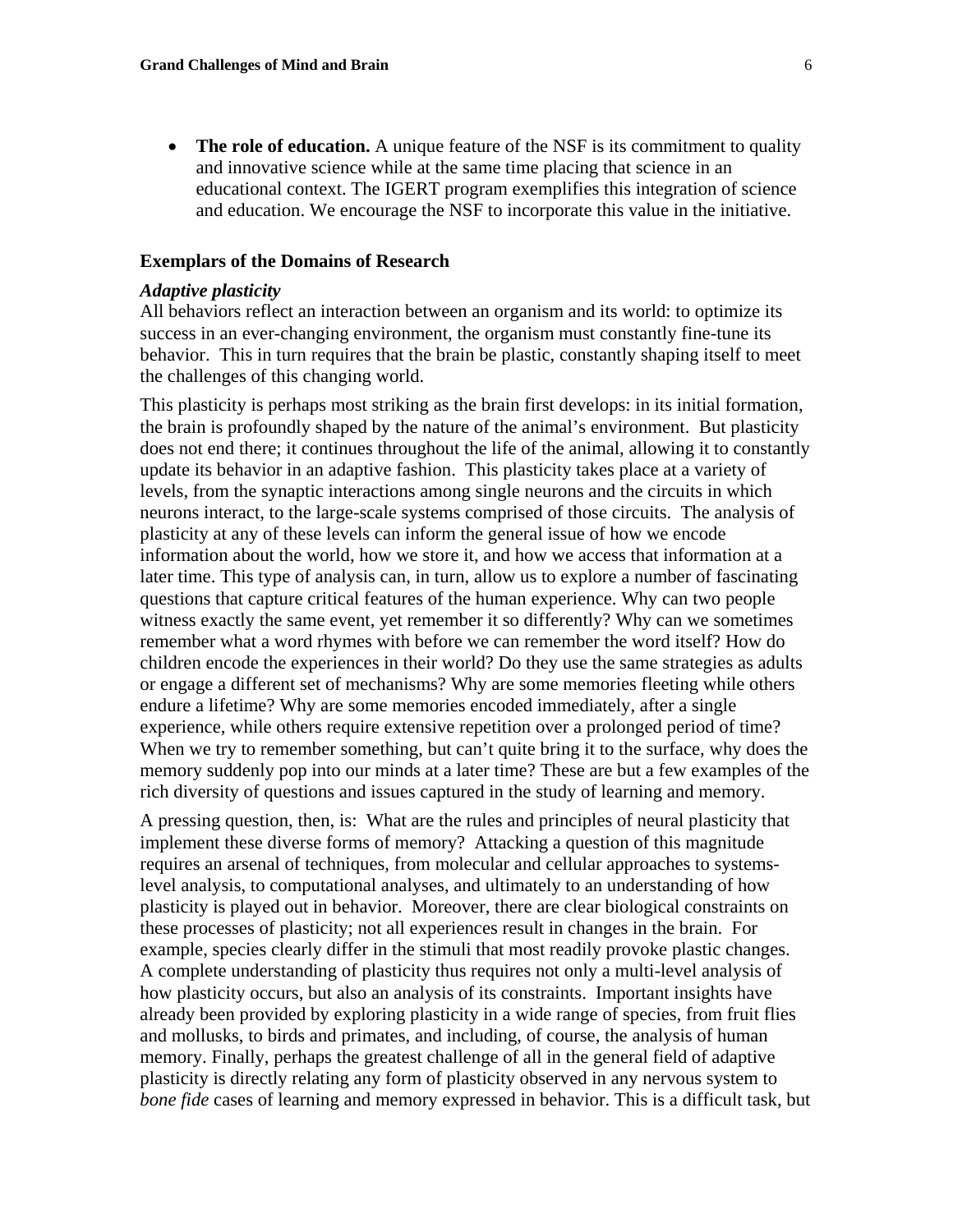- **The role of education.** A unique feature of the NSF is its commitment to quality and innovative science while at the same time placing that science in an educational context. The IGERT program exemplifies this integration of science and education. We encourage the NSF to incorporate this value in the initiative.

## Exemplars of the Domains of Research

### *Adaptive plasticity*

All behaviors reflect an interaction between an organism and its world: to optimize its success in an ever-changing environment, the organism must constantly fine-tune its behavior. This in turn requires that the brain be plastic, constantly shaping itself to meet the challenges of this changing world.

This plasticity is perhaps most striking as the brain first develops: in its initial formation, the brain is profoundly shaped by the nature of the animal's environment. But plasticity does not end there; it continues throughout the life of the animal, allowing it to constantly update its behavior in an adaptive fashion. This plasticity takes place at a variety of levels, from the synaptic interactions among single neurons and the circuits in which neurons interact, to the large-scale systems comprised of those circuits. The analysis of plasticity at any of these levels can inform the general issue of how we encode information about the world, how we store it, and how we access that information at a later time. This type of analysis can, in turn, allow us to explore a number of fascinating questions that capture critical features of the human experience. Why can two people witness exactly the same event, yet remember it so differently? Why can we sometimes remember what a word rhymes with before we can remember the word itself? How do children encode the experiences in their world? Do they use the same strategies as adults or engage a different set of mechanisms? Why are some memories fleeting while others endure a lifetime? Why are some memories encoded immediately, after a single experience, while others require extensive repetition over a prolonged period of time? When we try to remember something, but can't quite bring it to the surface, why does the memory suddenly pop into our minds at a later time? These are but a few examples of the rich diversity of questions and issues captured in the study of learning and memory.

A pressing question, then, is: What are the rules and principles of neural plasticity that implement these diverse forms of memory? Attacking a question of this magnitude requires an arsenal of techniques, from molecular and cellular approaches to systems-level analysis, to computational analyses, and ultimately to an understanding of how plasticity is played out in behavior. Moreover, there are clear biological constraints on these processes of plasticity; not all experiences result in changes in the brain. For example, species clearly differ in the stimuli that most readily provoke plastic changes. A complete understanding of plasticity thus requires not only a multi-level analysis of how plasticity occurs, but also an analysis of its constraints. Important insights have already been provided by exploring plasticity in a wide range of species, from fruit flies and mollusks, to birds and primates, and including, of course, the analysis of human memory. Finally, perhaps the greatest challenge of all in the general field of adaptive plasticity is directly relating any form of plasticity observed in any nervous system to *bone fide* cases of learning and memory expressed in behavior. This is a difficult task, but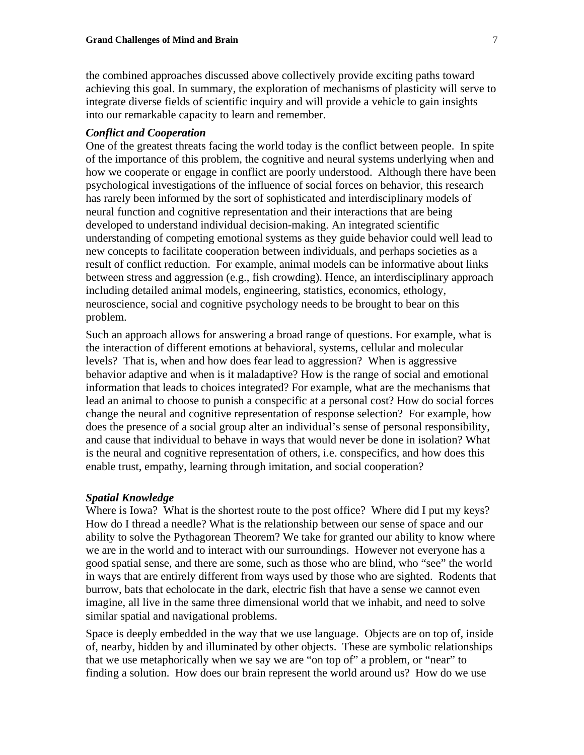the combined approaches discussed above collectively provide exciting paths toward achieving this goal. In summary, the exploration of mechanisms of plasticity will serve to integrate diverse fields of scientific inquiry and will provide a vehicle to gain insights into our remarkable capacity to learn and remember.

### *Conflict and Cooperation*

One of the greatest threats facing the world today is the conflict between people. In spite of the importance of this problem, the cognitive and neural systems underlying when and how we cooperate or engage in conflict are poorly understood. Although there have been psychological investigations of the influence of social forces on behavior, this research has rarely been informed by the sort of sophisticated and interdisciplinary models of neural function and cognitive representation and their interactions that are being developed to understand individual decision-making. An integrated scientific understanding of competing emotional systems as they guide behavior could well lead to new concepts to facilitate cooperation between individuals, and perhaps societies as a result of conflict reduction. For example, animal models can be informative about links between stress and aggression (e.g., fish crowding). Hence, an interdisciplinary approach including detailed animal models, engineering, statistics, economics, ethology, neuroscience, social and cognitive psychology needs to be brought to bear on this problem.

Such an approach allows for answering a broad range of questions. For example, what is the interaction of different emotions at behavioral, systems, cellular and molecular levels? That is, when and how does fear lead to aggression? When is aggressive behavior adaptive and when is it maladaptive? How is the range of social and emotional information that leads to choices integrated? For example, what are the mechanisms that lead an animal to choose to punish a conspecific at a personal cost? How do social forces change the neural and cognitive representation of response selection? For example, how does the presence of a social group alter an individual's sense of personal responsibility, and cause that individual to behave in ways that would never be done in isolation? What is the neural and cognitive representation of others, i.e. conspecifics, and how does this enable trust, empathy, learning through imitation, and social cooperation?

### *Spatial Knowledge*

Where is Iowa? What is the shortest route to the post office? Where did I put my keys? How do I thread a needle? What is the relationship between our sense of space and our ability to solve the Pythagorean Theorem? We take for granted our ability to know where we are in the world and to interact with our surroundings. However not everyone has a good spatial sense, and there are some, such as those who are blind, who "see" the world in ways that are entirely different from ways used by those who are sighted. Rodents that burrow, bats that echolocate in the dark, electric fish that have a sense we cannot even imagine, all live in the same three dimensional world that we inhabit, and need to solve similar spatial and navigational problems.

Space is deeply embedded in the way that we use language. Objects are on top of, inside of, nearby, hidden by and illuminated by other objects. These are symbolic relationships that we use metaphorically when we say we are "on top of" a problem, or "near" to finding a solution. How does our brain represent the world around us? How do we use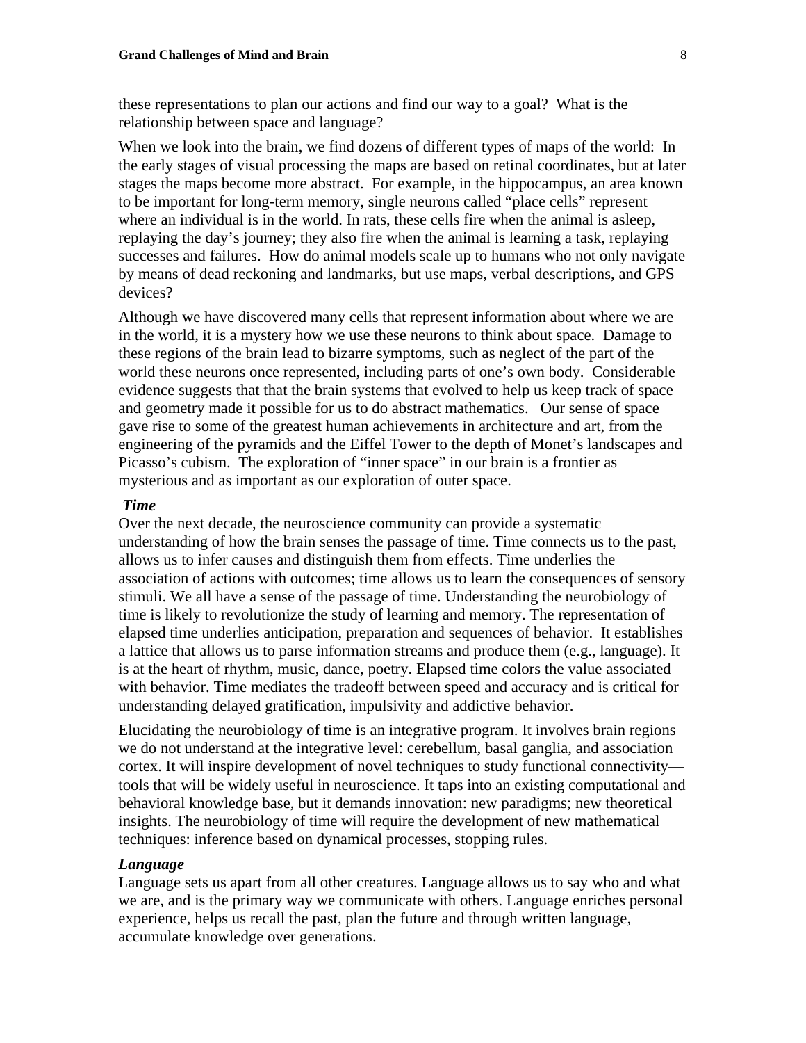these representations to plan our actions and find our way to a goal? What is the relationship between space and language?

When we look into the brain, we find dozens of different types of maps of the world: In the early stages of visual processing the maps are based on retinal coordinates, but at later stages the maps become more abstract. For example, in the hippocampus, an area known to be important for long-term memory, single neurons called "place cells" represent where an individual is in the world. In rats, these cells fire when the animal is asleep, replaying the day's journey; they also fire when the animal is learning a task, replaying successes and failures. How do animal models scale up to humans who not only navigate by means of dead reckoning and landmarks, but use maps, verbal descriptions, and GPS devices?

Although we have discovered many cells that represent information about where we are in the world, it is a mystery how we use these neurons to think about space. Damage to these regions of the brain lead to bizarre symptoms, such as neglect of the part of the world these neurons once represented, including parts of one's own body. Considerable evidence suggests that that the brain systems that evolved to help us keep track of space and geometry made it possible for us to do abstract mathematics. Our sense of space gave rise to some of the greatest human achievements in architecture and art, from the engineering of the pyramids and the Eiffel Tower to the depth of Monet's landscapes and Picasso's cubism. The exploration of "inner space" in our brain is a frontier as mysterious and as important as our exploration of outer space.

***Time***

Over the next decade, the neuroscience community can provide a systematic understanding of how the brain senses the passage of time. Time connects us to the past, allows us to infer causes and distinguish them from effects. Time underlies the association of actions with outcomes; time allows us to learn the consequences of sensory stimuli. We all have a sense of the passage of time. Understanding the neurobiology of time is likely to revolutionize the study of learning and memory. The representation of elapsed time underlies anticipation, preparation and sequences of behavior. It establishes a lattice that allows us to parse information streams and produce them (e.g., language). It is at the heart of rhythm, music, dance, poetry. Elapsed time colors the value associated with behavior. Time mediates the tradeoff between speed and accuracy and is critical for understanding delayed gratification, impulsivity and addictive behavior.

Elucidating the neurobiology of time is an integrative program. It involves brain regions we do not understand at the integrative level: cerebellum, basal ganglia, and association cortex. It will inspire development of novel techniques to study functional connectivity—tools that will be widely useful in neuroscience. It taps into an existing computational and behavioral knowledge base, but it demands innovation: new paradigms; new theoretical insights. The neurobiology of time will require the development of new mathematical techniques: inference based on dynamical processes, stopping rules.

***Language***

Language sets us apart from all other creatures. Language allows us to say who and what we are, and is the primary way we communicate with others. Language enriches personal experience, helps us recall the past, plan the future and through written language, accumulate knowledge over generations.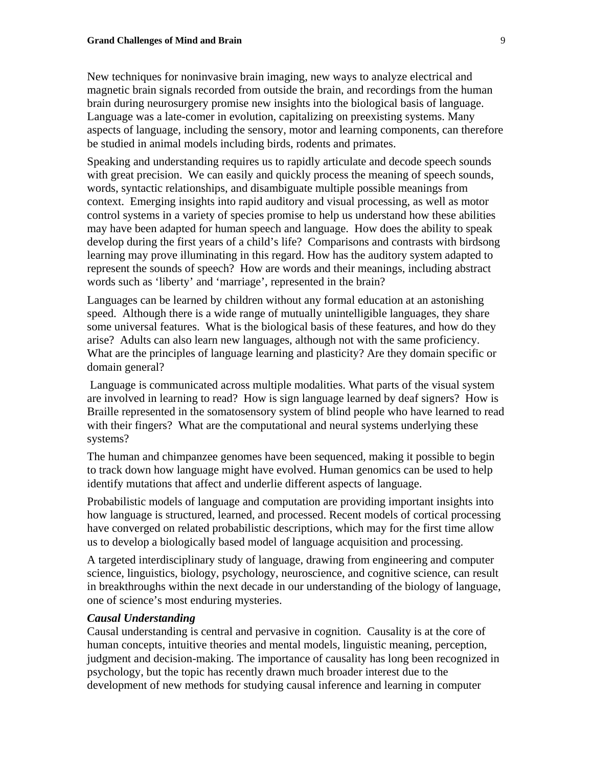New techniques for noninvasive brain imaging, new ways to analyze electrical and magnetic brain signals recorded from outside the brain, and recordings from the human brain during neurosurgery promise new insights into the biological basis of language. Language was a late-comer in evolution, capitalizing on preexisting systems. Many aspects of language, including the sensory, motor and learning components, can therefore be studied in animal models including birds, rodents and primates.

Speaking and understanding requires us to rapidly articulate and decode speech sounds with great precision. We can easily and quickly process the meaning of speech sounds, words, syntactic relationships, and disambiguate multiple possible meanings from context. Emerging insights into rapid auditory and visual processing, as well as motor control systems in a variety of species promise to help us understand how these abilities may have been adapted for human speech and language. How does the ability to speak develop during the first years of a child's life? Comparisons and contrasts with birdsong learning may prove illuminating in this regard. How has the auditory system adapted to represent the sounds of speech? How are words and their meanings, including abstract words such as 'liberty' and 'marriage', represented in the brain?

Languages can be learned by children without any formal education at an astonishing speed. Although there is a wide range of mutually unintelligible languages, they share some universal features. What is the biological basis of these features, and how do they arise? Adults can also learn new languages, although not with the same proficiency. What are the principles of language learning and plasticity? Are they domain specific or domain general?

Language is communicated across multiple modalities. What parts of the visual system are involved in learning to read? How is sign language learned by deaf signers? How is Braille represented in the somatosensory system of blind people who have learned to read with their fingers? What are the computational and neural systems underlying these systems?

The human and chimpanzee genomes have been sequenced, making it possible to begin to track down how language might have evolved. Human genomics can be used to help identify mutations that affect and underlie different aspects of language.

Probabilistic models of language and computation are providing important insights into how language is structured, learned, and processed. Recent models of cortical processing have converged on related probabilistic descriptions, which may for the first time allow us to develop a biologically based model of language acquisition and processing.

A targeted interdisciplinary study of language, drawing from engineering and computer science, linguistics, biology, psychology, neuroscience, and cognitive science, can result in breakthroughs within the next decade in our understanding of the biology of language, one of science's most enduring mysteries.

***Causal Understanding***

Causal understanding is central and pervasive in cognition. Causality is at the core of human concepts, intuitive theories and mental models, linguistic meaning, perception, judgment and decision-making. The importance of causality has long been recognized in psychology, but the topic has recently drawn much broader interest due to the development of new methods for studying causal inference and learning in computer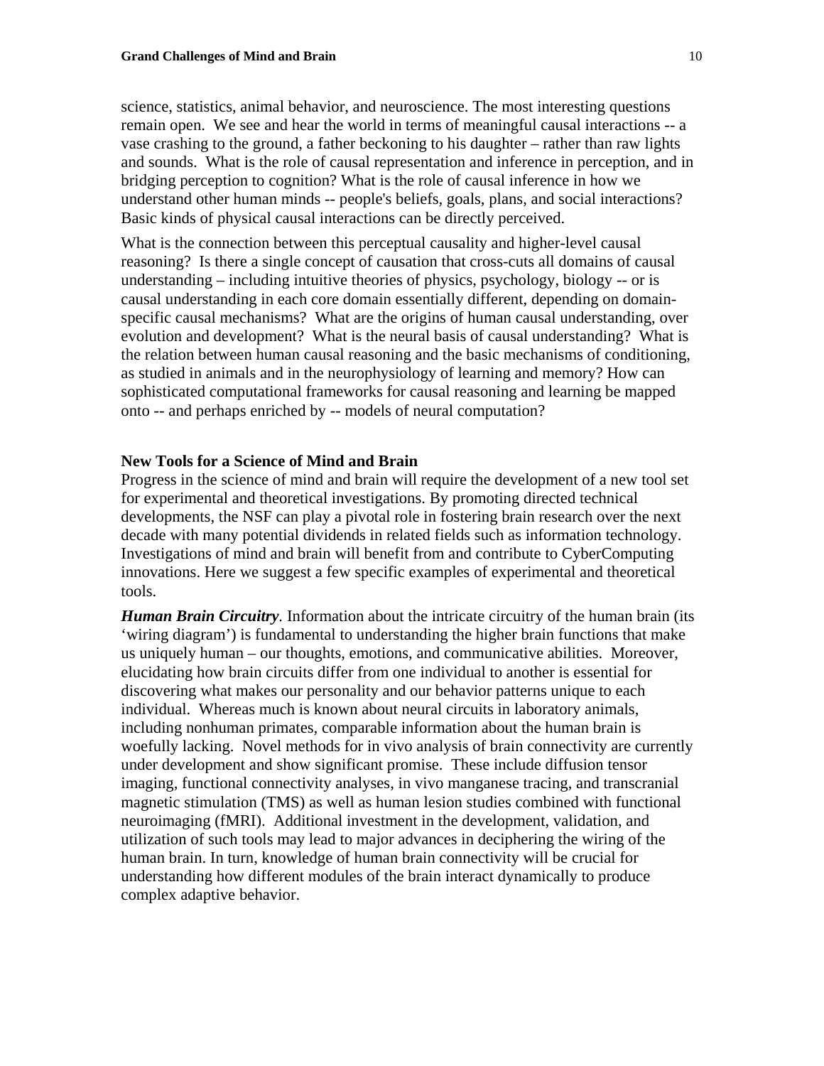science, statistics, animal behavior, and neuroscience. The most interesting questions remain open. We see and hear the world in terms of meaningful causal interactions -- a vase crashing to the ground, a father beckoning to his daughter – rather than raw lights and sounds. What is the role of causal representation and inference in perception, and in bridging perception to cognition? What is the role of causal inference in how we understand other human minds -- people's beliefs, goals, plans, and social interactions? Basic kinds of physical causal interactions can be directly perceived.

What is the connection between this perceptual causality and higher-level causal reasoning? Is there a single concept of causation that cross-cuts all domains of causal understanding – including intuitive theories of physics, psychology, biology -- or is causal understanding in each core domain essentially different, depending on domain-specific causal mechanisms? What are the origins of human causal understanding, over evolution and development? What is the neural basis of causal understanding? What is the relation between human causal reasoning and the basic mechanisms of conditioning, as studied in animals and in the neurophysiology of learning and memory? How can sophisticated computational frameworks for causal reasoning and learning be mapped onto -- and perhaps enriched by -- models of neural computation?

### New Tools for a Science of Mind and Brain

Progress in the science of mind and brain will require the development of a new tool set for experimental and theoretical investigations. By promoting directed technical developments, the NSF can play a pivotal role in fostering brain research over the next decade with many potential dividends in related fields such as information technology. Investigations of mind and brain will benefit from and contribute to CyberComputing innovations. Here we suggest a few specific examples of experimental and theoretical tools.

***Human Brain Circuitry***. Information about the intricate circuitry of the human brain (its 'wiring diagram') is fundamental to understanding the higher brain functions that make us uniquely human – our thoughts, emotions, and communicative abilities. Moreover, elucidating how brain circuits differ from one individual to another is essential for discovering what makes our personality and our behavior patterns unique to each individual. Whereas much is known about neural circuits in laboratory animals, including nonhuman primates, comparable information about the human brain is woefully lacking. Novel methods for in vivo analysis of brain connectivity are currently under development and show significant promise. These include diffusion tensor imaging, functional connectivity analyses, in vivo manganese tracing, and transcranial magnetic stimulation (TMS) as well as human lesion studies combined with functional neuroimaging (fMRI). Additional investment in the development, validation, and utilization of such tools may lead to major advances in deciphering the wiring of the human brain. In turn, knowledge of human brain connectivity will be crucial for understanding how different modules of the brain interact dynamically to produce complex adaptive behavior.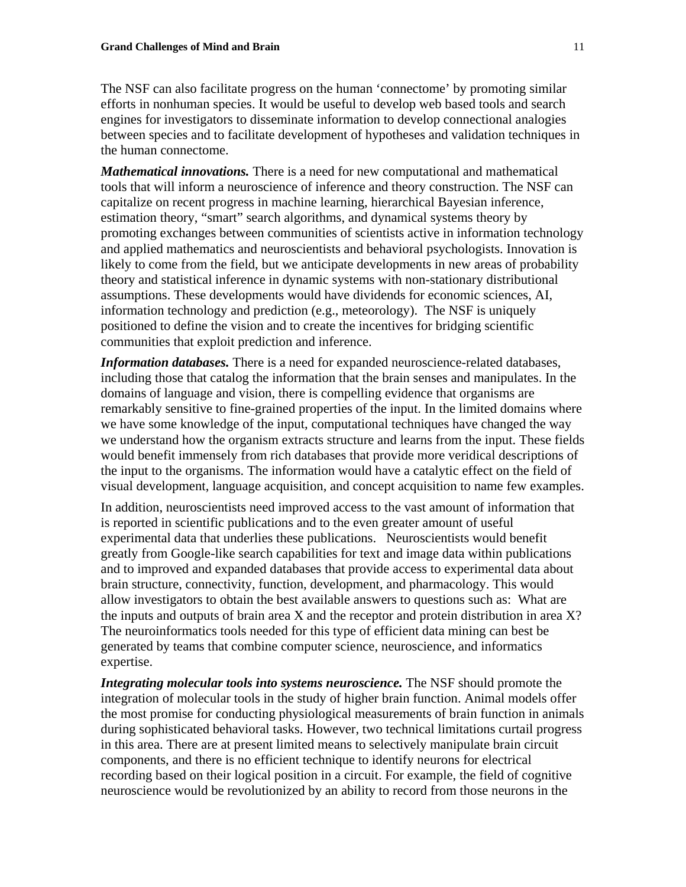The NSF can also facilitate progress on the human 'connectome' by promoting similar efforts in nonhuman species. It would be useful to develop web based tools and search engines for investigators to disseminate information to develop connectional analogies between species and to facilitate development of hypotheses and validation techniques in the human connectome.

***Mathematical innovations.*** There is a need for new computational and mathematical tools that will inform a neuroscience of inference and theory construction. The NSF can capitalize on recent progress in machine learning, hierarchical Bayesian inference, estimation theory, "smart" search algorithms, and dynamical systems theory by promoting exchanges between communities of scientists active in information technology and applied mathematics and neuroscientists and behavioral psychologists. Innovation is likely to come from the field, but we anticipate developments in new areas of probability theory and statistical inference in dynamic systems with non-stationary distributional assumptions. These developments would have dividends for economic sciences, AI, information technology and prediction (e.g., meteorology). The NSF is uniquely positioned to define the vision and to create the incentives for bridging scientific communities that exploit prediction and inference.

***Information databases.*** There is a need for expanded neuroscience-related databases, including those that catalog the information that the brain senses and manipulates. In the domains of language and vision, there is compelling evidence that organisms are remarkably sensitive to fine-grained properties of the input. In the limited domains where we have some knowledge of the input, computational techniques have changed the way we understand how the organism extracts structure and learns from the input. These fields would benefit immensely from rich databases that provide more veridical descriptions of the input to the organisms. The information would have a catalytic effect on the field of visual development, language acquisition, and concept acquisition to name few examples.

In addition, neuroscientists need improved access to the vast amount of information that is reported in scientific publications and to the even greater amount of useful experimental data that underlies these publications. Neuroscientists would benefit greatly from Google-like search capabilities for text and image data within publications and to improved and expanded databases that provide access to experimental data about brain structure, connectivity, function, development, and pharmacology. This would allow investigators to obtain the best available answers to questions such as: What are the inputs and outputs of brain area X and the receptor and protein distribution in area X? The neuroinformatics tools needed for this type of efficient data mining can best be generated by teams that combine computer science, neuroscience, and informatics expertise.

***Integrating molecular tools into systems neuroscience.*** The NSF should promote the integration of molecular tools in the study of higher brain function. Animal models offer the most promise for conducting physiological measurements of brain function in animals during sophisticated behavioral tasks. However, two technical limitations curtail progress in this area. There are at present limited means to selectively manipulate brain circuit components, and there is no efficient technique to identify neurons for electrical recording based on their logical position in a circuit. For example, the field of cognitive neuroscience would be revolutionized by an ability to record from those neurons in the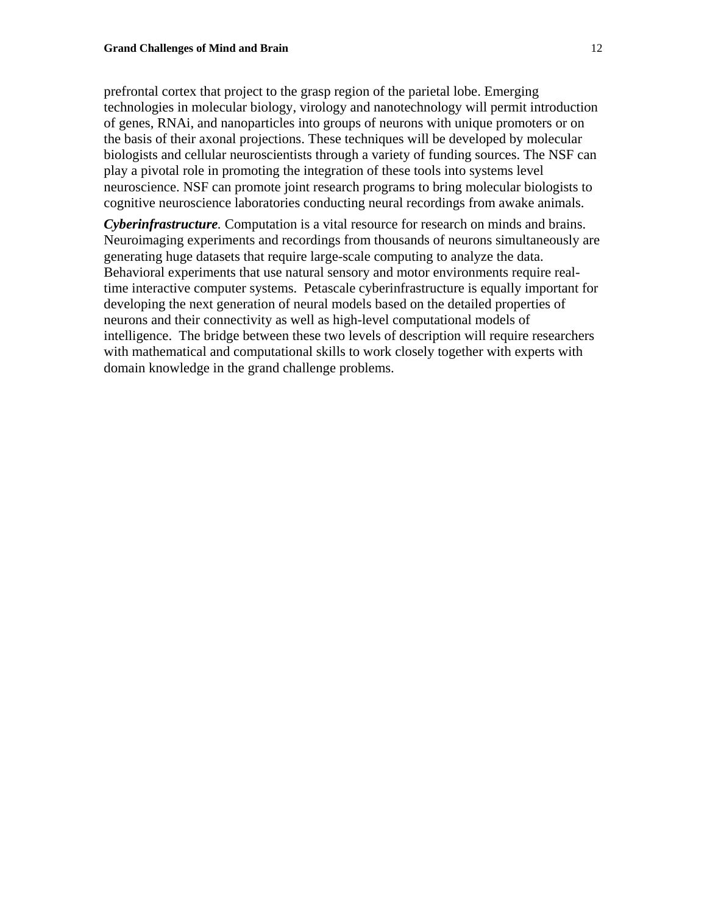prefrontal cortex that project to the grasp region of the parietal lobe. Emerging technologies in molecular biology, virology and nanotechnology will permit introduction of genes, RNAi, and nanoparticles into groups of neurons with unique promoters or on the basis of their axonal projections. These techniques will be developed by molecular biologists and cellular neuroscientists through a variety of funding sources. The NSF can play a pivotal role in promoting the integration of these tools into systems level neuroscience. NSF can promote joint research programs to bring molecular biologists to cognitive neuroscience laboratories conducting neural recordings from awake animals.

***Cyberinfrastructure****.* Computation is a vital resource for research on minds and brains. Neuroimaging experiments and recordings from thousands of neurons simultaneously are generating huge datasets that require large-scale computing to analyze the data. Behavioral experiments that use natural sensory and motor environments require real-time interactive computer systems. Petascale cyberinfrastructure is equally important for developing the next generation of neural models based on the detailed properties of neurons and their connectivity as well as high-level computational models of intelligence. The bridge between these two levels of description will require researchers with mathematical and computational skills to work closely together with experts with domain knowledge in the grand challenge problems.